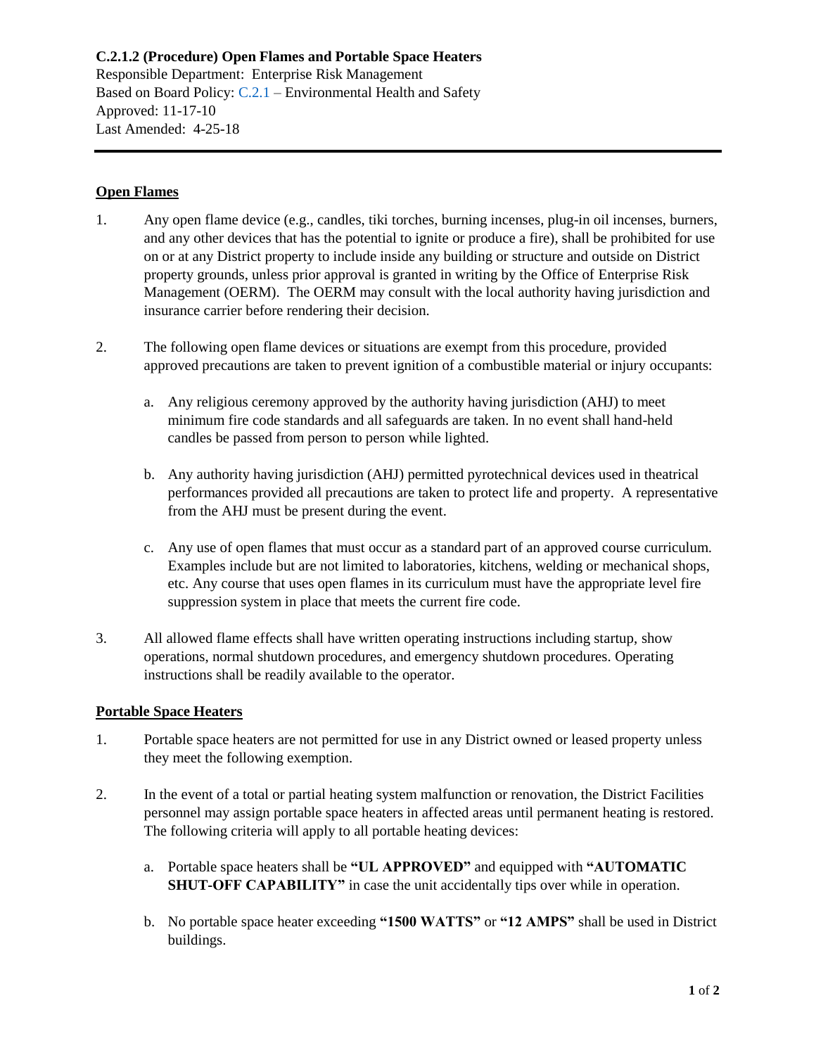**C.2.1.2 (Procedure) Open Flames and Portable Space Heaters**
Responsible Department: Enterprise Risk Management
Based on Board Policy: C.2.1 – Environmental Health and Safety
Approved: 11-17-10
Last Amended: 4-25-18

---

## Open Flames

1. Any open flame device (e.g., candles, tiki torches, burning incenses, plug-in oil incenses, burners, and any other devices that has the potential to ignite or produce a fire), shall be prohibited for use on or at any District property to include inside any building or structure and outside on District property grounds, unless prior approval is granted in writing by the Office of Enterprise Risk Management (OERM). The OERM may consult with the local authority having jurisdiction and insurance carrier before rendering their decision.

2. The following open flame devices or situations are exempt from this procedure, provided approved precautions are taken to prevent ignition of a combustible material or injury occupants:

   a. Any religious ceremony approved by the authority having jurisdiction (AHJ) to meet minimum fire code standards and all safeguards are taken. In no event shall hand-held candles be passed from person to person while lighted.

   b. Any authority having jurisdiction (AHJ) permitted pyrotechnical devices used in theatrical performances provided all precautions are taken to protect life and property. A representative from the AHJ must be present during the event.

   c. Any use of open flames that must occur as a standard part of an approved course curriculum. Examples include but are not limited to laboratories, kitchens, welding or mechanical shops, etc. Any course that uses open flames in its curriculum must have the appropriate level fire suppression system in place that meets the current fire code.

3. All allowed flame effects shall have written operating instructions including startup, show operations, normal shutdown procedures, and emergency shutdown procedures. Operating instructions shall be readily available to the operator.

## Portable Space Heaters

1. Portable space heaters are not permitted for use in any District owned or leased property unless they meet the following exemption.

2. In the event of a total or partial heating system malfunction or renovation, the District Facilities personnel may assign portable space heaters in affected areas until permanent heating is restored. The following criteria will apply to all portable heating devices:

   a. Portable space heaters shall be **"UL APPROVED"** and equipped with **"AUTOMATIC SHUT-OFF CAPABILITY"** in case the unit accidentally tips over while in operation.

   b. No portable space heater exceeding **"1500 WATTS"** or **"12 AMPS"** shall be used in District buildings.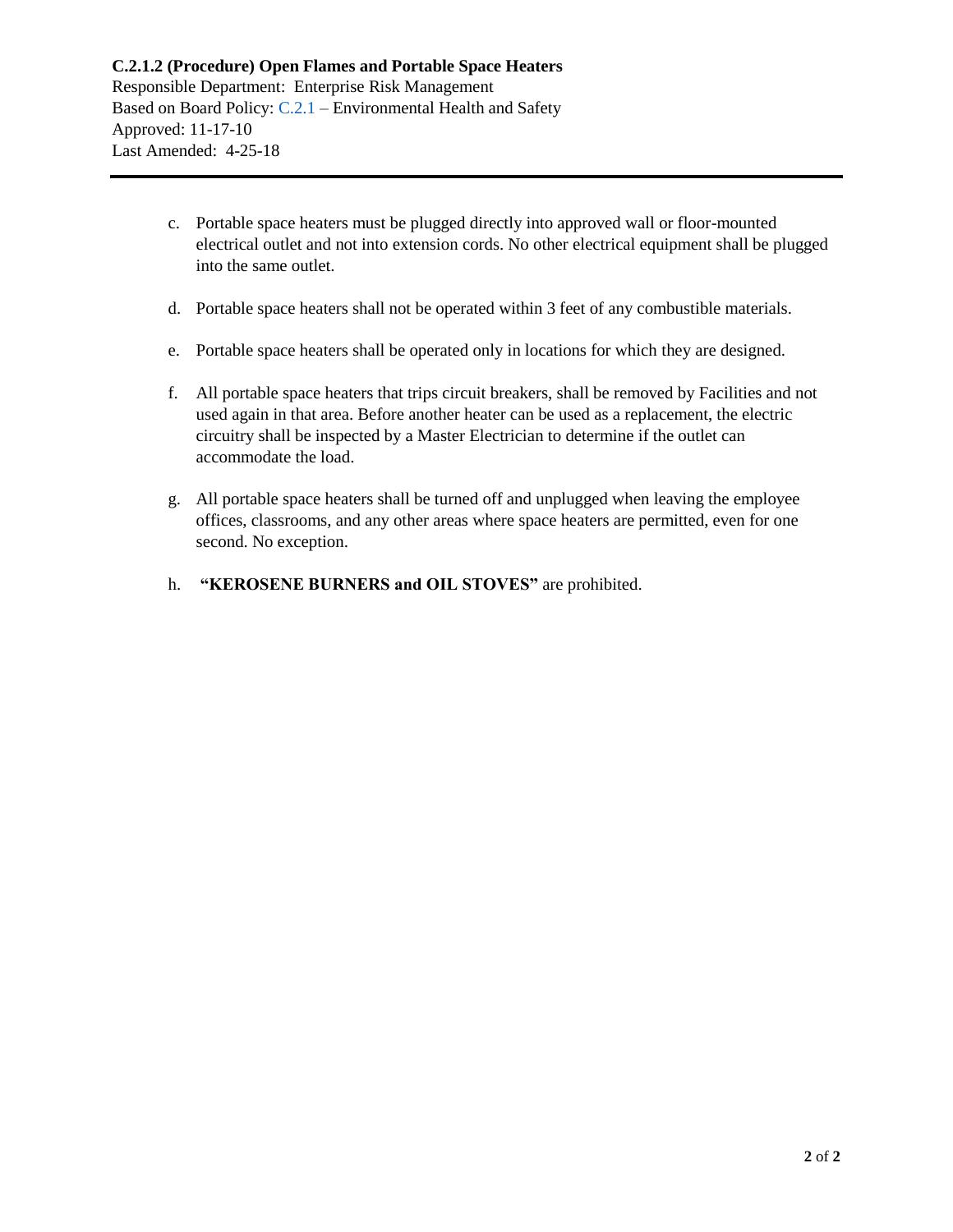**C.2.1.2 (Procedure) Open Flames and Portable Space Heaters**
Responsible Department: Enterprise Risk Management
Based on Board Policy: C.2.1 – Environmental Health and Safety
Approved: 11-17-10
Last Amended: 4-25-18

---

c. Portable space heaters must be plugged directly into approved wall or floor-mounted electrical outlet and not into extension cords. No other electrical equipment shall be plugged into the same outlet.

d. Portable space heaters shall not be operated within 3 feet of any combustible materials.

e. Portable space heaters shall be operated only in locations for which they are designed.

f. All portable space heaters that trips circuit breakers, shall be removed by Facilities and not used again in that area. Before another heater can be used as a replacement, the electric circuitry shall be inspected by a Master Electrician to determine if the outlet can accommodate the load.

g. All portable space heaters shall be turned off and unplugged when leaving the employee offices, classrooms, and any other areas where space heaters are permitted, even for one second. No exception.

h. **"KEROSENE BURNERS and OIL STOVES"** are prohibited.